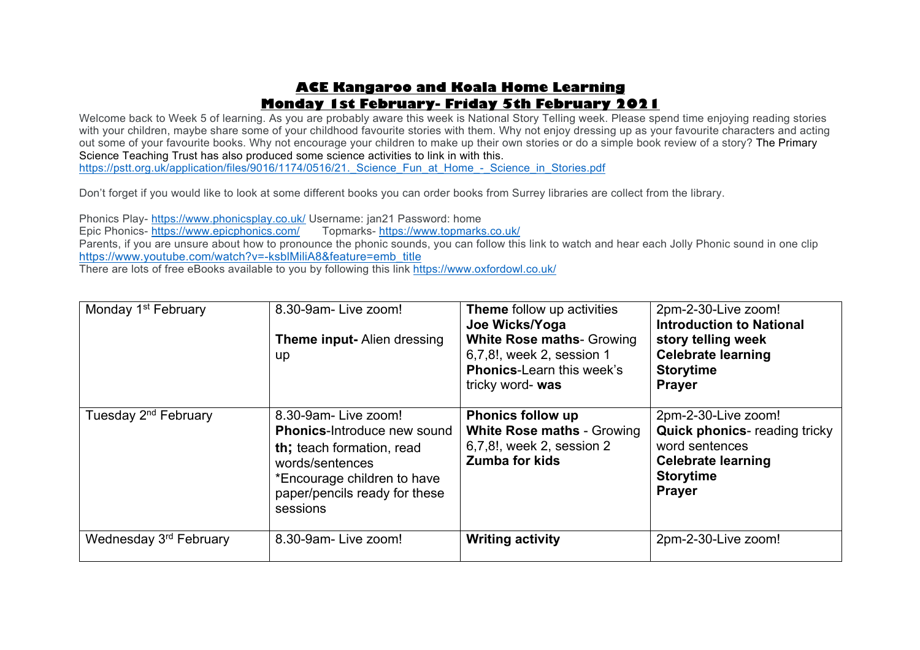# ACE Kangaroo and Koala Home Learning
## Monday 1st February- Friday 5th February 2021

Welcome back to Week 5 of learning. As you are probably aware this week is National Story Telling week. Please spend time enjoying reading stories with your children, maybe share some of your childhood favourite stories with them. Why not enjoy dressing up as your favourite characters and acting out some of your favourite books. Why not encourage your children to make up their own stories or do a simple book review of a story? The Primary Science Teaching Trust has also produced some science activities to link in with this.
https://pstt.org.uk/application/files/9016/1174/0516/21._Science_Fun_at_Home_-_Science_in_Stories.pdf

Don't forget if you would like to look at some different books you can order books from Surrey libraries are collect from the library.

Phonics Play- https://www.phonicsplay.co.uk/ Username: jan21 Password: home
Epic Phonics- https://www.epicphonics.com/ Topmarks- https://www.topmarks.co.uk/
Parents, if you are unsure about how to pronounce the phonic sounds, you can follow this link to watch and hear each Jolly Phonic sound in one clip https://www.youtube.com/watch?v=-ksblMiliA8&feature=emb_title
There are lots of free eBooks available to you by following this link https://www.oxfordowl.co.uk/

| Monday 1st February | 8.30-9am- Live zoom!<br><br>**Theme input-** Alien dressing up | **Theme** follow up activities<br>**Joe Wicks/Yoga**<br>**White Rose maths**- Growing 6,7,8!, week 2, session 1<br>**Phonics**-Learn this week's tricky word- **was** | 2pm-2-30-Live zoom!<br>**Introduction to National story telling week**<br>**Celebrate learning**<br>**Storytime**<br>**Prayer** |
|---|---|---|---|
| Tuesday 2nd February | 8.30-9am- Live zoom!<br>**Phonics**-Introduce new sound **th;** teach formation, read words/sentences<br>*Encourage children to have paper/pencils ready for these sessions | **Phonics follow up**<br>**White Rose maths** - Growing 6,7,8!, week 2, session 2<br>**Zumba for kids** | 2pm-2-30-Live zoom!<br>**Quick phonics**- reading tricky word sentences<br>**Celebrate learning**<br>**Storytime**<br>**Prayer** |
| Wednesday 3rd February | 8.30-9am- Live zoom! | **Writing activity** | 2pm-2-30-Live zoom! |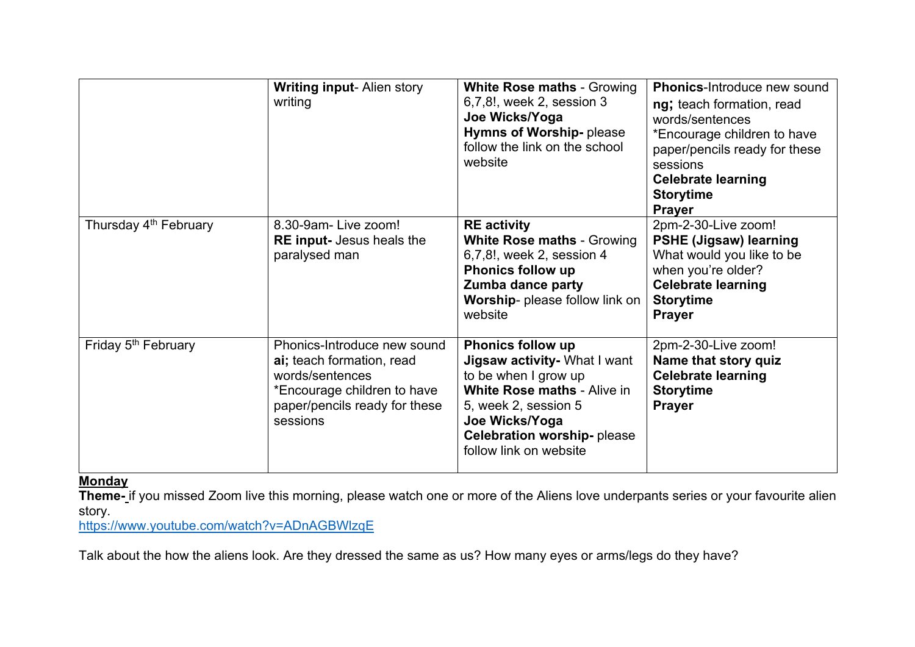| | | | |
|---|---|---|---|
| | **Writing input**- Alien story writing | **White Rose maths** - Growing 6,7,8!, week 2, session 3<br>**Joe Wicks/Yoga**<br>**Hymns of Worship-** please follow the link on the school website | **Phonics**-Introduce new sound **ng;** teach formation, read words/sentences<br>*Encourage children to have paper/pencils ready for these sessions<br>**Celebrate learning**<br>**Storytime**<br>**Prayer** |
| Thursday 4th February | 8.30-9am- Live zoom!<br>**RE input-** Jesus heals the paralysed man | **RE activity**<br>**White Rose maths** - Growing 6,7,8!, week 2, session 4<br>**Phonics follow up**<br>**Zumba dance party**<br>**Worship**- please follow link on website | 2pm-2-30-Live zoom!<br>**PSHE (Jigsaw) learning**<br>What would you like to be when you're older?<br>**Celebrate learning**<br>**Storytime**<br>**Prayer** |
| Friday 5th February | Phonics-Introduce new sound **ai;** teach formation, read words/sentences<br>*Encourage children to have paper/pencils ready for these sessions | **Phonics follow up**<br>**Jigsaw activity-** What I want to be when I grow up<br>**White Rose maths** - Alive in 5, week 2, session 5<br>**Joe Wicks/Yoga**<br>**Celebration worship-** please follow link on website | 2pm-2-30-Live zoom!<br>**Name that story quiz**<br>**Celebrate learning**<br>**Storytime**<br>**Prayer** |

**Monday**

**Theme-** if you missed Zoom live this morning, please watch one or more of the Aliens love underpants series or your favourite alien story.
https://www.youtube.com/watch?v=ADnAGBWlzqE

Talk about the how the aliens look. Are they dressed the same as us? How many eyes or arms/legs do they have?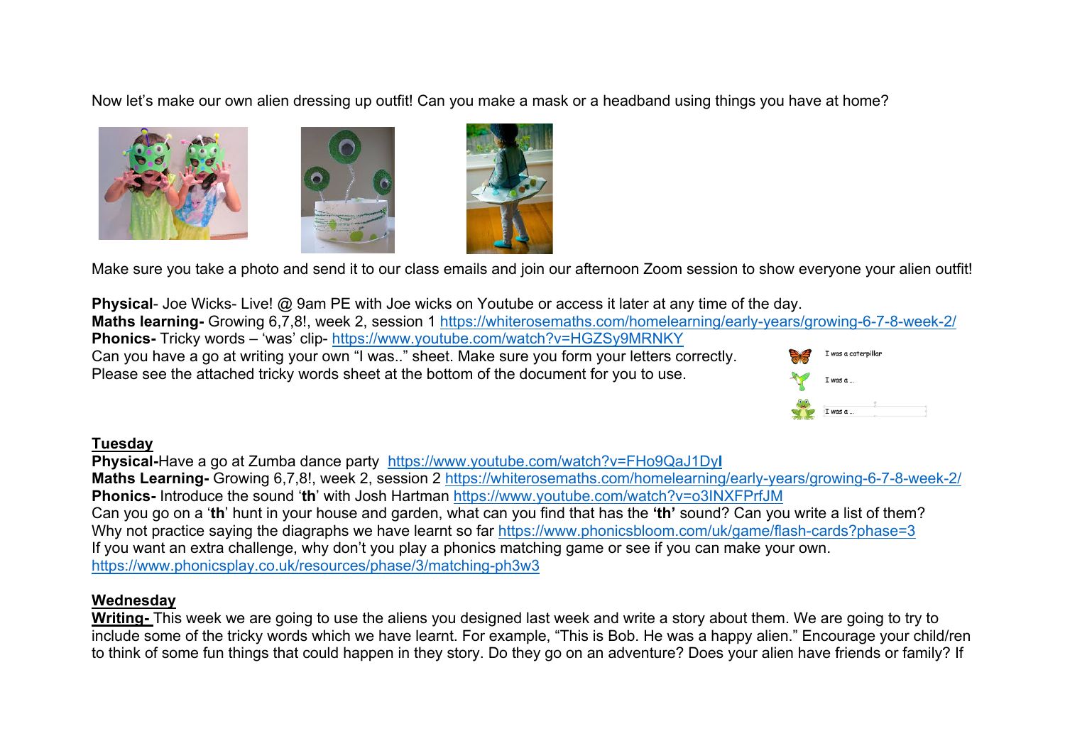Now let's make our own alien dressing up outfit! Can you make a mask or a headband using things you have at home?

Make sure you take a photo and send it to our class emails and join our afternoon Zoom session to show everyone your alien outfit!

**Physical**- Joe Wicks- Live! @ 9am PE with Joe wicks on Youtube or access it later at any time of the day.
**Maths learning-** Growing 6,7,8!, week 2, session 1 https://whiterosemaths.com/homelearning/early-years/growing-6-7-8-week-2/
**Phonics-** Tricky words – 'was' clip- https://www.youtube.com/watch?v=HGZSy9MRNKY
Can you have a go at writing your own "I was.." sheet. Make sure you form your letters correctly.
Please see the attached tricky words sheet at the bottom of the document for you to use.

I was a caterpillar

I was a ...

I was a ...

## Tuesday

**Physical-**Have a go at Zumba dance party https://www.youtube.com/watch?v=FHo9QaJ1DyI
**Maths Learning-** Growing 6,7,8!, week 2, session 2 https://whiterosemaths.com/homelearning/early-years/growing-6-7-8-week-2/
**Phonics-** Introduce the sound '**th**' with Josh Hartman https://www.youtube.com/watch?v=o3INXFPrfJM
Can you go on a '**th**' hunt in your house and garden, what can you find that has the **'th'** sound? Can you write a list of them?
Why not practice saying the diagraphs we have learnt so far https://www.phonicsbloom.com/uk/game/flash-cards?phase=3
If you want an extra challenge, why don't you play a phonics matching game or see if you can make your own.
https://www.phonicsplay.co.uk/resources/phase/3/matching-ph3w3

## Wednesday

**Writing-** This week we are going to use the aliens you designed last week and write a story about them. We are going to try to include some of the tricky words which we have learnt. For example, "This is Bob. He was a happy alien." Encourage your child/ren to think of some fun things that could happen in they story. Do they go on an adventure? Does your alien have friends or family? If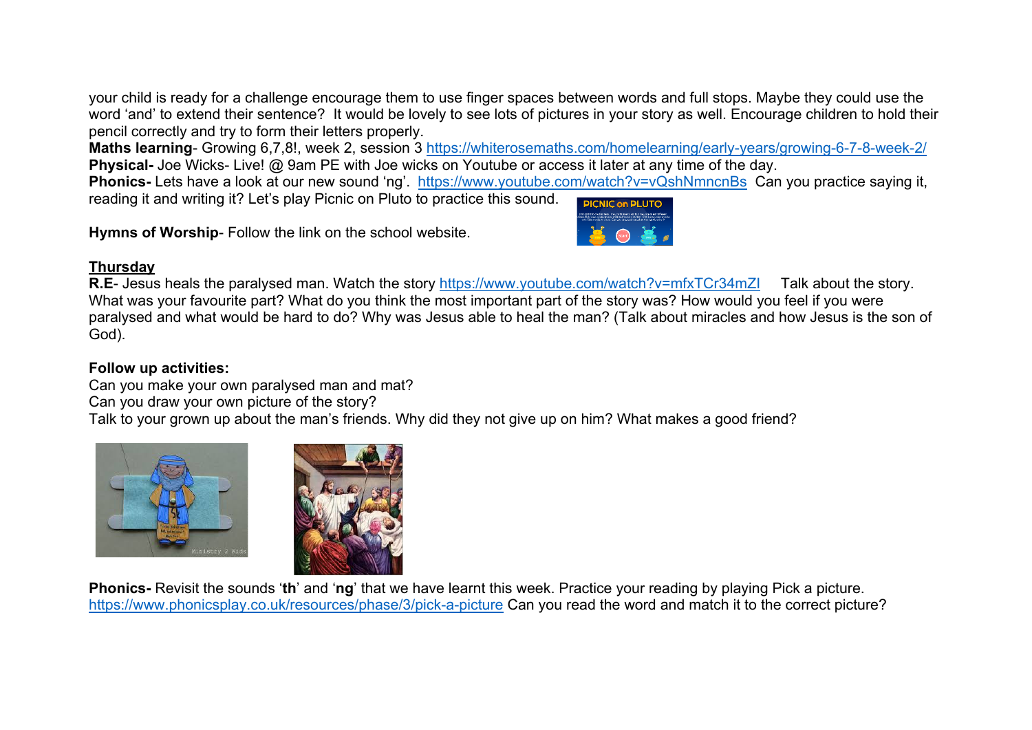your child is ready for a challenge encourage them to use finger spaces between words and full stops. Maybe they could use the word 'and' to extend their sentence? It would be lovely to see lots of pictures in your story as well. Encourage children to hold their pencil correctly and try to form their letters properly.

**Maths learning**- Growing 6,7,8!, week 2, session 3 https://whiterosemaths.com/homelearning/early-years/growing-6-7-8-week-2/

**Physical-** Joe Wicks- Live! @ 9am PE with Joe wicks on Youtube or access it later at any time of the day.

**Phonics-** Lets have a look at our new sound 'ng'. https://www.youtube.com/watch?v=vQshNmncnBs Can you practice saying it, reading it and writing it? Let's play Picnic on Pluto to practice this sound.

**Hymns of Worship**- Follow the link on the school website.

## Thursday

**R.E**- Jesus heals the paralysed man. Watch the story https://www.youtube.com/watch?v=mfxTCr34mZI Talk about the story. What was your favourite part? What do you think the most important part of the story was? How would you feel if you were paralysed and what would be hard to do? Why was Jesus able to heal the man? (Talk about miracles and how Jesus is the son of God).

**Follow up activities:**

Can you make your own paralysed man and mat?

Can you draw your own picture of the story?

Talk to your grown up about the man's friends. Why did they not give up on him? What makes a good friend?

**Phonics-** Revisit the sounds '**th**' and '**ng**' that we have learnt this week. Practice your reading by playing Pick a picture. https://www.phonicsplay.co.uk/resources/phase/3/pick-a-picture Can you read the word and match it to the correct picture?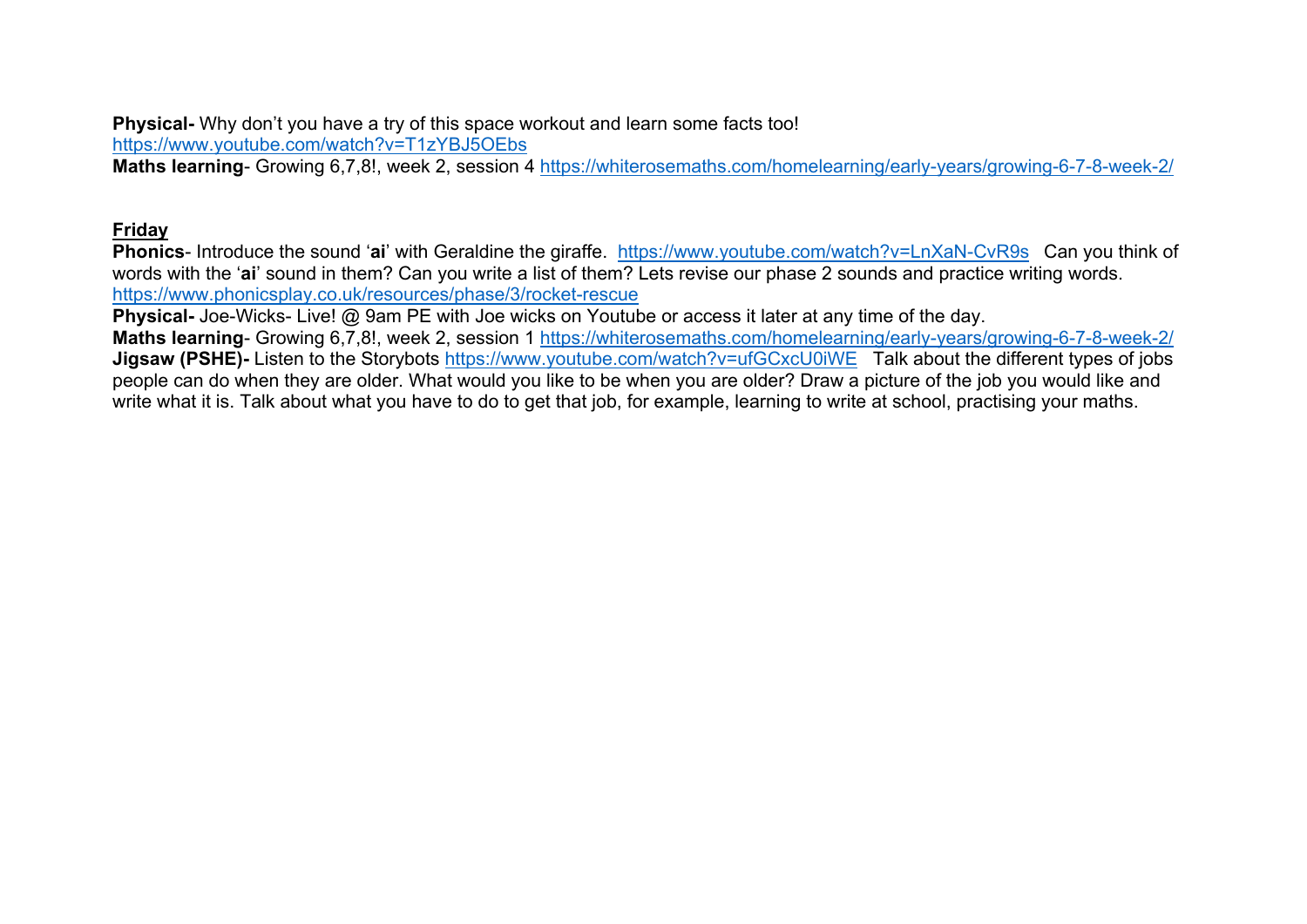**Physical-** Why don't you have a try of this space workout and learn some facts too!
https://www.youtube.com/watch?v=T1zYBJ5OEbs
**Maths learning**- Growing 6,7,8!, week 2, session 4 https://whiterosemaths.com/homelearning/early-years/growing-6-7-8-week-2/

**<u>Friday</u>**
**Phonics**- Introduce the sound '**ai**' with Geraldine the giraffe. https://www.youtube.com/watch?v=LnXaN-CvR9s Can you think of words with the '**ai**' sound in them? Can you write a list of them? Lets revise our phase 2 sounds and practice writing words.
https://www.phonicsplay.co.uk/resources/phase/3/rocket-rescue
**Physical-** Joe-Wicks- Live! @ 9am PE with Joe wicks on Youtube or access it later at any time of the day.
**Maths learning**- Growing 6,7,8!, week 2, session 1 https://whiterosemaths.com/homelearning/early-years/growing-6-7-8-week-2/
**Jigsaw (PSHE)-** Listen to the Storybots https://www.youtube.com/watch?v=ufGCxcU0iWE Talk about the different types of jobs people can do when they are older. What would you like to be when you are older? Draw a picture of the job you would like and write what it is. Talk about what you have to do to get that job, for example, learning to write at school, practising your maths.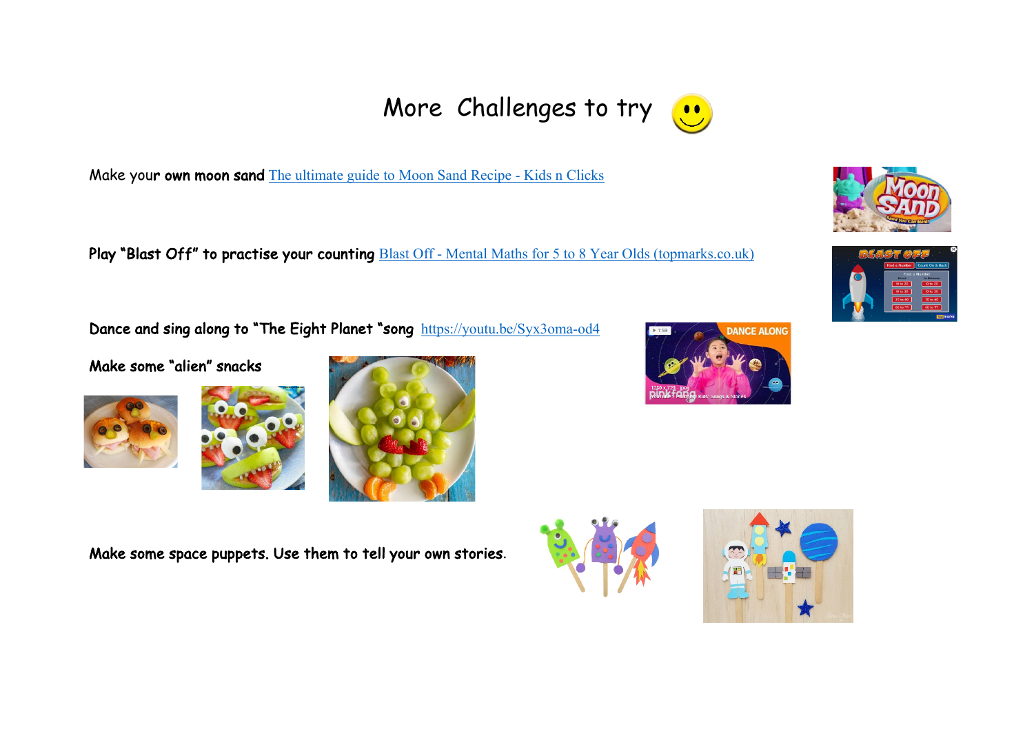# More Challenges to try

Make your **own moon sand** [The ultimate guide to Moon Sand Recipe - Kids n Clicks]

**Play "Blast Off" to practise your counting** [Blast Off - Mental Maths for 5 to 8 Year Olds (topmarks.co.uk)]

**Dance and sing along to "The Eight Planet "song** https://youtu.be/Syx3oma-od4

**Make some "alien" snacks**

**Make some space puppets. Use them to tell your own stories.**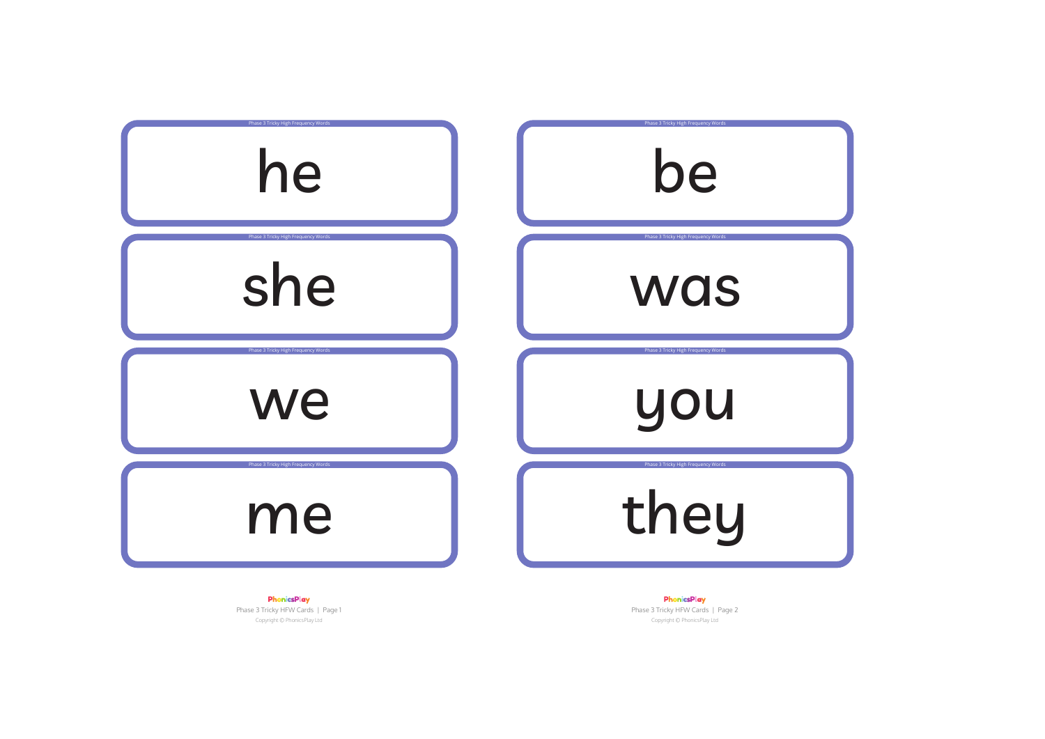Phase 3 Tricky High Frequency Words

he

Phase 3 Tricky High Frequency Words

she

Phase 3 Tricky High Frequency Words

we

Phase 3 Tricky High Frequency Words

me

Phase 3 Tricky High Frequency Words

be

Phase 3 Tricky High Frequency Words

was

Phase 3 Tricky High Frequency Words

you

Phase 3 Tricky High Frequency Words

they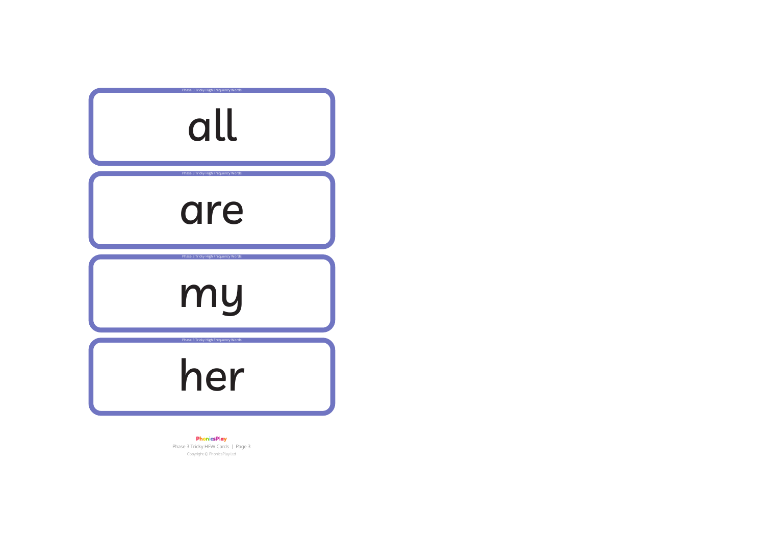Phase 3 Tricky High Frequency Words

all

Phase 3 Tricky High Frequency Words

are

Phase 3 Tricky High Frequency Words

my

Phase 3 Tricky High Frequency Words

her

PhonicsPlay

Phase 3 Tricky HFW Cards | Page 3

Copyright © PhonicsPlay Ltd